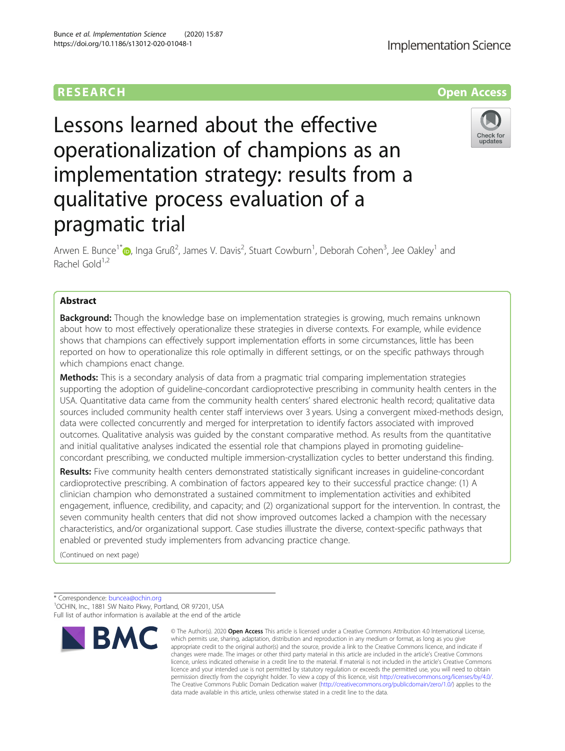RESEARCH Open Access

# Lessons learned about the effective operationalization of champions as an implementation strategy: results from a qualitative process evaluation of a pragmatic trial

Arwen E. Bunce[1*], Inga Gruß[2], James V. Davis[2], Stuart Cowburn[1], Deborah Cohen[3], Jee Oakley[1] and Rachel Gold[1,2]

## Abstract

**Background:** Though the knowledge base on implementation strategies is growing, much remains unknown about how to most effectively operationalize these strategies in diverse contexts. For example, while evidence shows that champions can effectively support implementation efforts in some circumstances, little has been reported on how to operationalize this role optimally in different settings, or on the specific pathways through which champions enact change.

**Methods:** This is a secondary analysis of data from a pragmatic trial comparing implementation strategies supporting the adoption of guideline-concordant cardioprotective prescribing in community health centers in the USA. Quantitative data came from the community health centers' shared electronic health record; qualitative data sources included community health center staff interviews over 3 years. Using a convergent mixed-methods design, data were collected concurrently and merged for interpretation to identify factors associated with improved outcomes. Qualitative analysis was guided by the constant comparative method. As results from the quantitative and initial qualitative analyses indicated the essential role that champions played in promoting guideline-concordant prescribing, we conducted multiple immersion-crystallization cycles to better understand this finding.

**Results:** Five community health centers demonstrated statistically significant increases in guideline-concordant cardioprotective prescribing. A combination of factors appeared key to their successful practice change: (1) A clinician champion who demonstrated a sustained commitment to implementation activities and exhibited engagement, influence, credibility, and capacity; and (2) organizational support for the intervention. In contrast, the seven community health centers that did not show improved outcomes lacked a champion with the necessary characteristics, and/or organizational support. Case studies illustrate the diverse, context-specific pathways that enabled or prevented study implementers from advancing practice change.

(Continued on next page)

\* Correspondence: buncea@ochin.org
[1]OCHIN, Inc., 1881 SW Naito Pkwy, Portland, OR 97201, USA
Full list of author information is available at the end of the article

© The Author(s). 2020 **Open Access** This article is licensed under a Creative Commons Attribution 4.0 International License, which permits use, sharing, adaptation, distribution and reproduction in any medium or format, as long as you give appropriate credit to the original author(s) and the source, provide a link to the Creative Commons licence, and indicate if changes were made. The images or other third party material in this article are included in the article's Creative Commons licence, unless indicated otherwise in a credit line to the material. If material is not included in the article's Creative Commons licence and your intended use is not permitted by statutory regulation or exceeds the permitted use, you will need to obtain permission directly from the copyright holder. To view a copy of this licence, visit http://creativecommons.org/licenses/by/4.0/. The Creative Commons Public Domain Dedication waiver (http://creativecommons.org/publicdomain/zero/1.0/) applies to the data made available in this article, unless otherwise stated in a credit line to the data.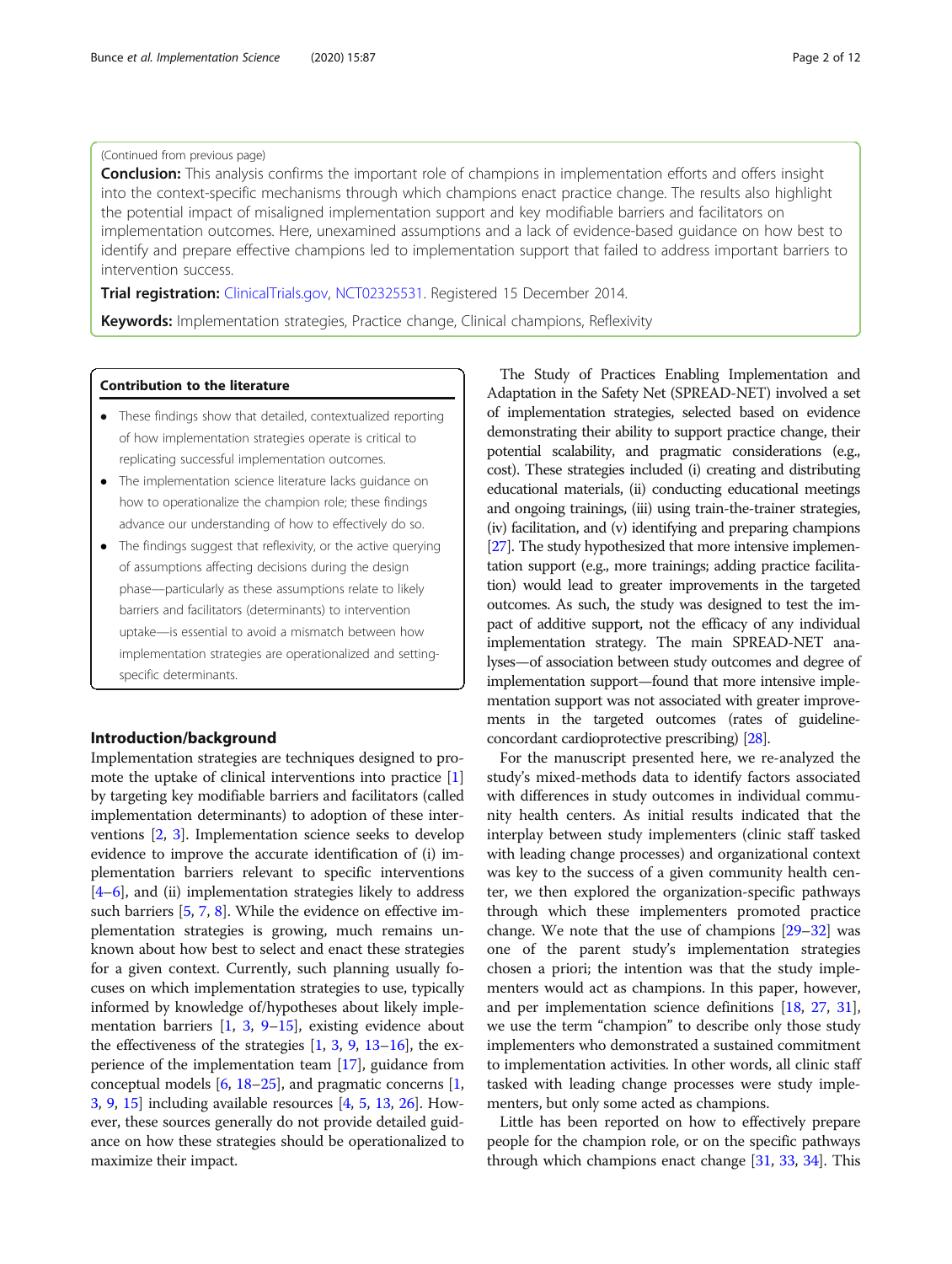(Continued from previous page)

**Conclusion:** This analysis confirms the important role of champions in implementation efforts and offers insight into the context-specific mechanisms through which champions enact practice change. The results also highlight the potential impact of misaligned implementation support and key modifiable barriers and facilitators on implementation outcomes. Here, unexamined assumptions and a lack of evidence-based guidance on how best to identify and prepare effective champions led to implementation support that failed to address important barriers to intervention success.

**Trial registration:** ClinicalTrials.gov, NCT02325531. Registered 15 December 2014.

**Keywords:** Implementation strategies, Practice change, Clinical champions, Reflexivity

**Contribution to the literature**

- These findings show that detailed, contextualized reporting of how implementation strategies operate is critical to replicating successful implementation outcomes.
- The implementation science literature lacks guidance on how to operationalize the champion role; these findings advance our understanding of how to effectively do so.
- The findings suggest that reflexivity, or the active querying of assumptions affecting decisions during the design phase—particularly as these assumptions relate to likely barriers and facilitators (determinants) to intervention uptake—is essential to avoid a mismatch between how implementation strategies are operationalized and setting-specific determinants.

## Introduction/background

Implementation strategies are techniques designed to promote the uptake of clinical interventions into practice [1] by targeting key modifiable barriers and facilitators (called implementation determinants) to adoption of these interventions [2, 3]. Implementation science seeks to develop evidence to improve the accurate identification of (i) implementation barriers relevant to specific interventions [4–6], and (ii) implementation strategies likely to address such barriers [5, 7, 8]. While the evidence on effective implementation strategies is growing, much remains unknown about how best to select and enact these strategies for a given context. Currently, such planning usually focuses on which implementation strategies to use, typically informed by knowledge of/hypotheses about likely implementation barriers [1, 3, 9–15], existing evidence about the effectiveness of the strategies [1, 3, 9, 13–16], the experience of the implementation team [17], guidance from conceptual models [6, 18–25], and pragmatic concerns [1, 3, 9, 15] including available resources [4, 5, 13, 26]. However, these sources generally do not provide detailed guidance on how these strategies should be operationalized to maximize their impact.

The Study of Practices Enabling Implementation and Adaptation in the Safety Net (SPREAD-NET) involved a set of implementation strategies, selected based on evidence demonstrating their ability to support practice change, their potential scalability, and pragmatic considerations (e.g., cost). These strategies included (i) creating and distributing educational materials, (ii) conducting educational meetings and ongoing trainings, (iii) using train-the-trainer strategies, (iv) facilitation, and (v) identifying and preparing champions [27]. The study hypothesized that more intensive implementation support (e.g., more trainings; adding practice facilitation) would lead to greater improvements in the targeted outcomes. As such, the study was designed to test the impact of additive support, not the efficacy of any individual implementation strategy. The main SPREAD-NET analyses—of association between study outcomes and degree of implementation support—found that more intensive implementation support was not associated with greater improvements in the targeted outcomes (rates of guideline-concordant cardioprotective prescribing) [28].

For the manuscript presented here, we re-analyzed the study's mixed-methods data to identify factors associated with differences in study outcomes in individual community health centers. As initial results indicated that the interplay between study implementers (clinic staff tasked with leading change processes) and organizational context was key to the success of a given community health center, we then explored the organization-specific pathways through which these implementers promoted practice change. We note that the use of champions [29–32] was one of the parent study's implementation strategies chosen a priori; the intention was that the study implementers would act as champions. In this paper, however, and per implementation science definitions [18, 27, 31], we use the term "champion" to describe only those study implementers who demonstrated a sustained commitment to implementation activities. In other words, all clinic staff tasked with leading change processes were study implementers, but only some acted as champions.

Little has been reported on how to effectively prepare people for the champion role, or on the specific pathways through which champions enact change [31, 33, 34]. This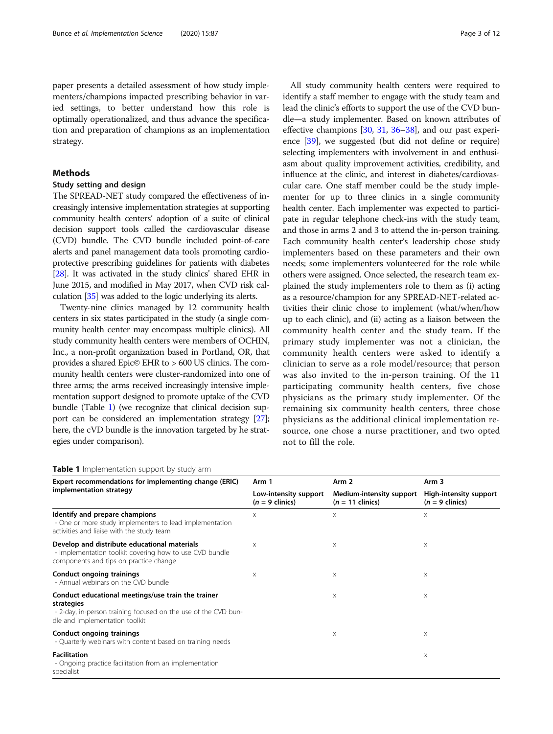paper presents a detailed assessment of how study implementers/champions impacted prescribing behavior in varied settings, to better understand how this role is optimally operationalized, and thus advance the specification and preparation of champions as an implementation strategy.

## Methods

### Study setting and design

The SPREAD-NET study compared the effectiveness of increasingly intensive implementation strategies at supporting community health centers' adoption of a suite of clinical decision support tools called the cardiovascular disease (CVD) bundle. The CVD bundle included point-of-care alerts and panel management data tools promoting cardioprotective prescribing guidelines for patients with diabetes [28]. It was activated in the study clinics' shared EHR in June 2015, and modified in May 2017, when CVD risk calculation [35] was added to the logic underlying its alerts.

Twenty-nine clinics managed by 12 community health centers in six states participated in the study (a single community health center may encompass multiple clinics). All study community health centers were members of OCHIN, Inc., a non-profit organization based in Portland, OR, that provides a shared Epic© EHR to > 600 US clinics. The community health centers were cluster-randomized into one of three arms; the arms received increasingly intensive implementation support designed to promote uptake of the CVD bundle (Table 1) (we recognize that clinical decision support can be considered an implementation strategy [27]; here, the cVD bundle is the innovation targeted by he strategies under comparison).

All study community health centers were required to identify a staff member to engage with the study team and lead the clinic's efforts to support the use of the CVD bundle—a study implementer. Based on known attributes of effective champions [30, 31, 36–38], and our past experience [39], we suggested (but did not define or require) selecting implementers with involvement in and enthusiasm about quality improvement activities, credibility, and influence at the clinic, and interest in diabetes/cardiovascular care. One staff member could be the study implementer for up to three clinics in a single community health center. Each implementer was expected to participate in regular telephone check-ins with the study team, and those in arms 2 and 3 to attend the in-person training. Each community health center's leadership chose study implementers based on these parameters and their own needs; some implementers volunteered for the role while others were assigned. Once selected, the research team explained the study implementers role to them as (i) acting as a resource/champion for any SPREAD-NET-related activities their clinic chose to implement (what/when/how up to each clinic), and (ii) acting as a liaison between the community health center and the study team. If the primary study implementer was not a clinician, the community health centers were asked to identify a clinician to serve as a role model/resource; that person was also invited to the in-person training. Of the 11 participating community health centers, five chose physicians as the primary study implementer. Of the remaining six community health centers, three chose physicians as the additional clinical implementation resource, one chose a nurse practitioner, and two opted not to fill the role.

**Table 1** Implementation support by study arm

| Expert recommendations for implementing change (ERIC) implementation strategy | Arm 1 | Arm 2 | Arm 3 |
|---|---|---|---|
| | Low-intensity support ($n$ = 9 clinics) | Medium-intensity support ($n$ = 11 clinics) | High-intensity support ($n$ = 9 clinics) |
| **Identify and prepare champions**<br>- One or more study implementers to lead implementation activities and liaise with the study team | X | X | X |
| **Develop and distribute educational materials**<br>- Implementation toolkit covering how to use CVD bundle components and tips on practice change | X | X | X |
| **Conduct ongoing trainings**<br>- Annual webinars on the CVD bundle | X | X | X |
| **Conduct educational meetings/use train the trainer strategies**<br>- 2-day, in-person training focused on the use of the CVD bundle and implementation toolkit | | X | X |
| **Conduct ongoing trainings**<br>- Quarterly webinars with content based on training needs | | X | X |
| **Facilitation**<br>- Ongoing practice facilitation from an implementation specialist | | | X |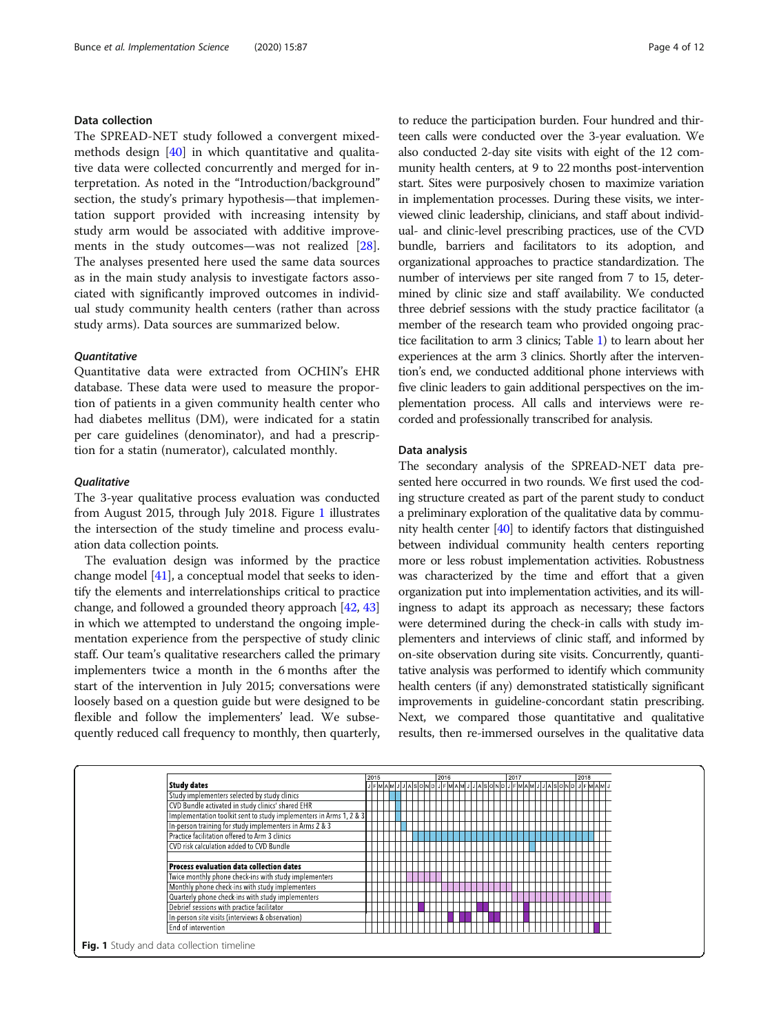## Data collection

The SPREAD-NET study followed a convergent mixed-methods design [40] in which quantitative and qualitative data were collected concurrently and merged for interpretation. As noted in the "Introduction/background" section, the study's primary hypothesis—that implementation support provided with increasing intensity by study arm would be associated with additive improvements in the study outcomes—was not realized [28]. The analyses presented here used the same data sources as in the main study analysis to investigate factors associated with significantly improved outcomes in individual study community health centers (rather than across study arms). Data sources are summarized below.

### *Quantitative*

Quantitative data were extracted from OCHIN's EHR database. These data were used to measure the proportion of patients in a given community health center who had diabetes mellitus (DM), were indicated for a statin per care guidelines (denominator), and had a prescription for a statin (numerator), calculated monthly.

### *Qualitative*

The 3-year qualitative process evaluation was conducted from August 2015, through July 2018. Figure 1 illustrates the intersection of the study timeline and process evaluation data collection points.

The evaluation design was informed by the practice change model [41], a conceptual model that seeks to identify the elements and interrelationships critical to practice change, and followed a grounded theory approach [42, 43] in which we attempted to understand the ongoing implementation experience from the perspective of study clinic staff. Our team's qualitative researchers called the primary implementers twice a month in the 6 months after the start of the intervention in July 2015; conversations were loosely based on a question guide but were designed to be flexible and follow the implementers' lead. We subsequently reduced call frequency to monthly, then quarterly, to reduce the participation burden. Four hundred and thirteen calls were conducted over the 3-year evaluation. We also conducted 2-day site visits with eight of the 12 community health centers, at 9 to 22 months post-intervention start. Sites were purposively chosen to maximize variation in implementation processes. During these visits, we interviewed clinic leadership, clinicians, and staff about individual- and clinic-level prescribing practices, use of the CVD bundle, barriers and facilitators to its adoption, and organizational approaches to practice standardization. The number of interviews per site ranged from 7 to 15, determined by clinic size and staff availability. We conducted three debrief sessions with the study practice facilitator (a member of the research team who provided ongoing practice facilitation to arm 3 clinics; Table 1) to learn about her experiences at the arm 3 clinics. Shortly after the intervention's end, we conducted additional phone interviews with five clinic leaders to gain additional perspectives on the implementation process. All calls and interviews were recorded and professionally transcribed for analysis.

## Data analysis

The secondary analysis of the SPREAD-NET data presented here occurred in two rounds. We first used the coding structure created as part of the parent study to conduct a preliminary exploration of the qualitative data by community health center [40] to identify factors that distinguished between individual community health centers reporting more or less robust implementation activities. Robustness was characterized by the time and effort that a given organization put into implementation activities, and its willingness to adapt its approach as necessary; these factors were determined during the check-in calls with study implementers and interviews of clinic staff, and informed by on-site observation during site visits. Concurrently, quantitative analysis was performed to identify which community health centers (if any) demonstrated statistically significant improvements in guideline-concordant statin prescribing. Next, we compared those quantitative and qualitative results, then re-immersed ourselves in the qualitative data

| Study dates |
|---|
| Study implementers selected by study clinics |
| CVD Bundle activated in study clinics' shared EHR |
| Implementation toolkit sent to study implementers in Arms 1, 2 & 3 |
| In-person training for study implementers in Arms 2 & 3 |
| Practice facilitation offered to Arm 3 clinics |
| CVD risk calculation added to CVD Bundle |
| **Process evaluation data collection dates** |
| Twice monthly phone check-ins with study implementers |
| Monthly phone check-ins with study implementers |
| Quarterly phone check-ins with study implementers |
| Debrief sessions with practice facilitator |
| In-person site visits (interviews & observation) |
| End of intervention |

**Fig. 1** Study and data collection timeline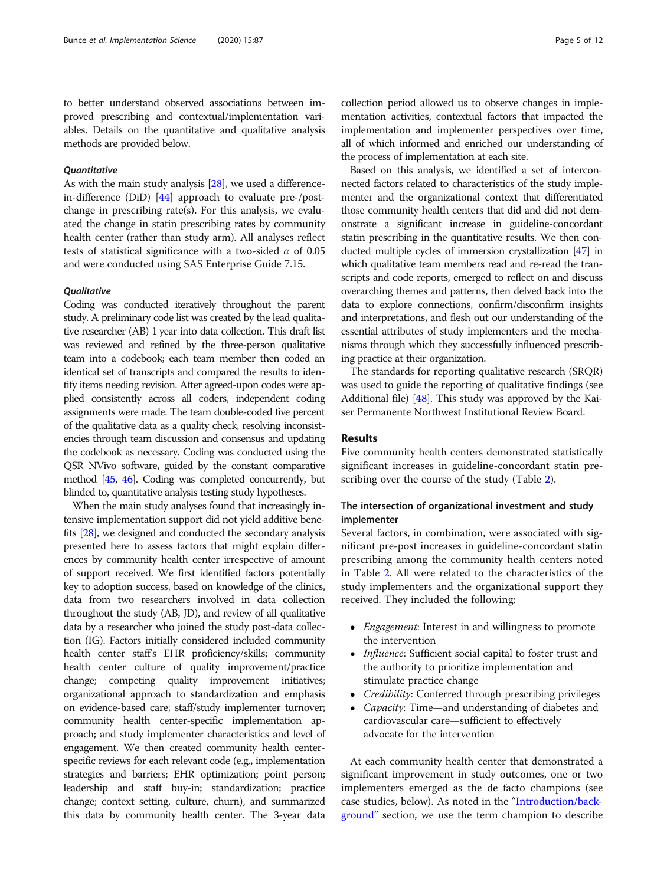to better understand observed associations between improved prescribing and contextual/implementation variables. Details on the quantitative and qualitative analysis methods are provided below.

#### *Quantitative*

As with the main study analysis [28], we used a difference-in-difference (DiD) [44] approach to evaluate pre-/post-change in prescribing rate(s). For this analysis, we evaluated the change in statin prescribing rates by community health center (rather than study arm). All analyses reflect tests of statistical significance with a two-sided $\alpha$ of 0.05 and were conducted using SAS Enterprise Guide 7.15.

#### *Qualitative*

Coding was conducted iteratively throughout the parent study. A preliminary code list was created by the lead qualitative researcher (AB) 1 year into data collection. This draft list was reviewed and refined by the three-person qualitative team into a codebook; each team member then coded an identical set of transcripts and compared the results to identify items needing revision. After agreed-upon codes were applied consistently across all coders, independent coding assignments were made. The team double-coded five percent of the qualitative data as a quality check, resolving inconsistencies through team discussion and consensus and updating the codebook as necessary. Coding was conducted using the QSR NVivo software, guided by the constant comparative method [45, 46]. Coding was completed concurrently, but blinded to, quantitative analysis testing study hypotheses.

When the main study analyses found that increasingly intensive implementation support did not yield additive benefits [28], we designed and conducted the secondary analysis presented here to assess factors that might explain differences by community health center irrespective of amount of support received. We first identified factors potentially key to adoption success, based on knowledge of the clinics, data from two researchers involved in data collection throughout the study (AB, JD), and review of all qualitative data by a researcher who joined the study post-data collection (IG). Factors initially considered included community health center staff's EHR proficiency/skills; community health center culture of quality improvement/practice change; competing quality improvement initiatives; organizational approach to standardization and emphasis on evidence-based care; staff/study implementer turnover; community health center-specific implementation approach; and study implementer characteristics and level of engagement. We then created community health center-specific reviews for each relevant code (e.g., implementation strategies and barriers; EHR optimization; point person; leadership and staff buy-in; standardization; practice change; context setting, culture, churn), and summarized this data by community health center. The 3-year data collection period allowed us to observe changes in implementation activities, contextual factors that impacted the implementation and implementer perspectives over time, all of which informed and enriched our understanding of the process of implementation at each site.

Based on this analysis, we identified a set of interconnected factors related to characteristics of the study implementer and the organizational context that differentiated those community health centers that did and did not demonstrate a significant increase in guideline-concordant statin prescribing in the quantitative results. We then conducted multiple cycles of immersion crystallization [47] in which qualitative team members read and re-read the transcripts and code reports, emerged to reflect on and discuss overarching themes and patterns, then delved back into the data to explore connections, confirm/disconfirm insights and interpretations, and flesh out our understanding of the essential attributes of study implementers and the mechanisms through which they successfully influenced prescribing practice at their organization.

The standards for reporting qualitative research (SRQR) was used to guide the reporting of qualitative findings (see Additional file) [48]. This study was approved by the Kaiser Permanente Northwest Institutional Review Board.

## Results

Five community health centers demonstrated statistically significant increases in guideline-concordant statin prescribing over the course of the study (Table 2).

### The intersection of organizational investment and study implementer

Several factors, in combination, were associated with significant pre-post increases in guideline-concordant statin prescribing among the community health centers noted in Table 2. All were related to the characteristics of the study implementers and the organizational support they received. They included the following:

- *Engagement*: Interest in and willingness to promote the intervention
- *Influence*: Sufficient social capital to foster trust and the authority to prioritize implementation and stimulate practice change
- *Credibility*: Conferred through prescribing privileges
- *Capacity*: Time—and understanding of diabetes and cardiovascular care—sufficient to effectively advocate for the intervention

At each community health center that demonstrated a significant improvement in study outcomes, one or two implementers emerged as the de facto champions (see case studies, below). As noted in the "Introduction/background" section, we use the term champion to describe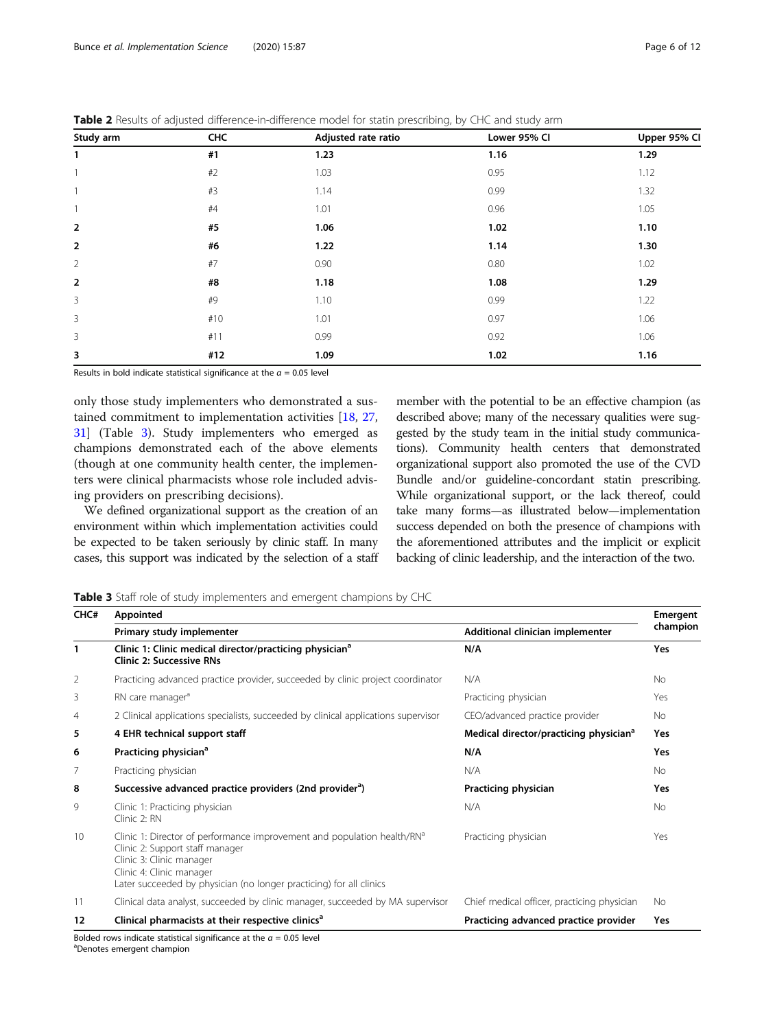**Table 2** Results of adjusted difference-in-difference model for statin prescribing, by CHC and study arm

| Study arm | CHC | Adjusted rate ratio | Lower 95% CI | Upper 95% CI |
|---|---|---|---|---|
| **1** | **#1** | **1.23** | **1.16** | **1.29** |
| 1 | #2 | 1.03 | 0.95 | 1.12 |
| 1 | #3 | 1.14 | 0.99 | 1.32 |
| 1 | #4 | 1.01 | 0.96 | 1.05 |
| **2** | **#5** | **1.06** | **1.02** | **1.10** |
| **2** | **#6** | **1.22** | **1.14** | **1.30** |
| 2 | #7 | 0.90 | 0.80 | 1.02 |
| **2** | **#8** | **1.18** | **1.08** | **1.29** |
| 3 | #9 | 1.10 | 0.99 | 1.22 |
| 3 | #10 | 1.01 | 0.97 | 1.06 |
| 3 | #11 | 0.99 | 0.92 | 1.06 |
| **3** | **#12** | **1.09** | **1.02** | **1.16** |

Results in bold indicate statistical significance at the $\alpha = 0.05$ level

only those study implementers who demonstrated a sustained commitment to implementation activities [18, 27, 31] (Table 3). Study implementers who emerged as champions demonstrated each of the above elements (though at one community health center, the implementers were clinical pharmacists whose role included advising providers on prescribing decisions).

We defined organizational support as the creation of an environment within which implementation activities could be expected to be taken seriously by clinic staff. In many cases, this support was indicated by the selection of a staff member with the potential to be an effective champion (as described above; many of the necessary qualities were suggested by the study team in the initial study communications). Community health centers that demonstrated organizational support also promoted the use of the CVD Bundle and/or guideline-concordant statin prescribing. While organizational support, or the lack thereof, could take many forms—as illustrated below—implementation success depended on both the presence of champions with the aforementioned attributes and the implicit or explicit backing of clinic leadership, and the interaction of the two.

**Table 3** Staff role of study implementers and emergent champions by CHC

| CHC# | Appointed | | Emergent champion |
|---|---|---|---|
| | Primary study implementer | Additional clinician implementer | |
| **1** | **Clinic 1: Clinic medical director/practicing physician[a]<br>Clinic 2: Successive RNs** | **N/A** | **Yes** |
| 2 | Practicing advanced practice provider, succeeded by clinic project coordinator | N/A | No |
| 3 | RN care manager[a] | Practicing physician | Yes |
| 4 | 2 Clinical applications specialists, succeeded by clinical applications supervisor | CEO/advanced practice provider | No |
| **5** | **4 EHR technical support staff** | **Medical director/practicing physician[a]** | **Yes** |
| **6** | **Practicing physician[a]** | **N/A** | **Yes** |
| 7 | Practicing physician | N/A | No |
| **8** | **Successive advanced practice providers (2nd provider[a])** | **Practicing physician** | **Yes** |
| 9 | Clinic 1: Practicing physician<br>Clinic 2: RN | N/A | No |
| 10 | Clinic 1: Director of performance improvement and population health/RN[a]<br>Clinic 2: Support staff manager<br>Clinic 3: Clinic manager<br>Clinic 4: Clinic manager<br>Later succeeded by physician (no longer practicing) for all clinics | Practicing physician | Yes |
| 11 | Clinical data analyst, succeeded by clinic manager, succeeded by MA supervisor | Chief medical officer, practicing physician | No |
| **12** | **Clinical pharmacists at their respective clinics[a]** | **Practicing advanced practice provider** | **Yes** |

Bolded rows indicate statistical significance at the $\alpha = 0.05$ level
[a]Denotes emergent champion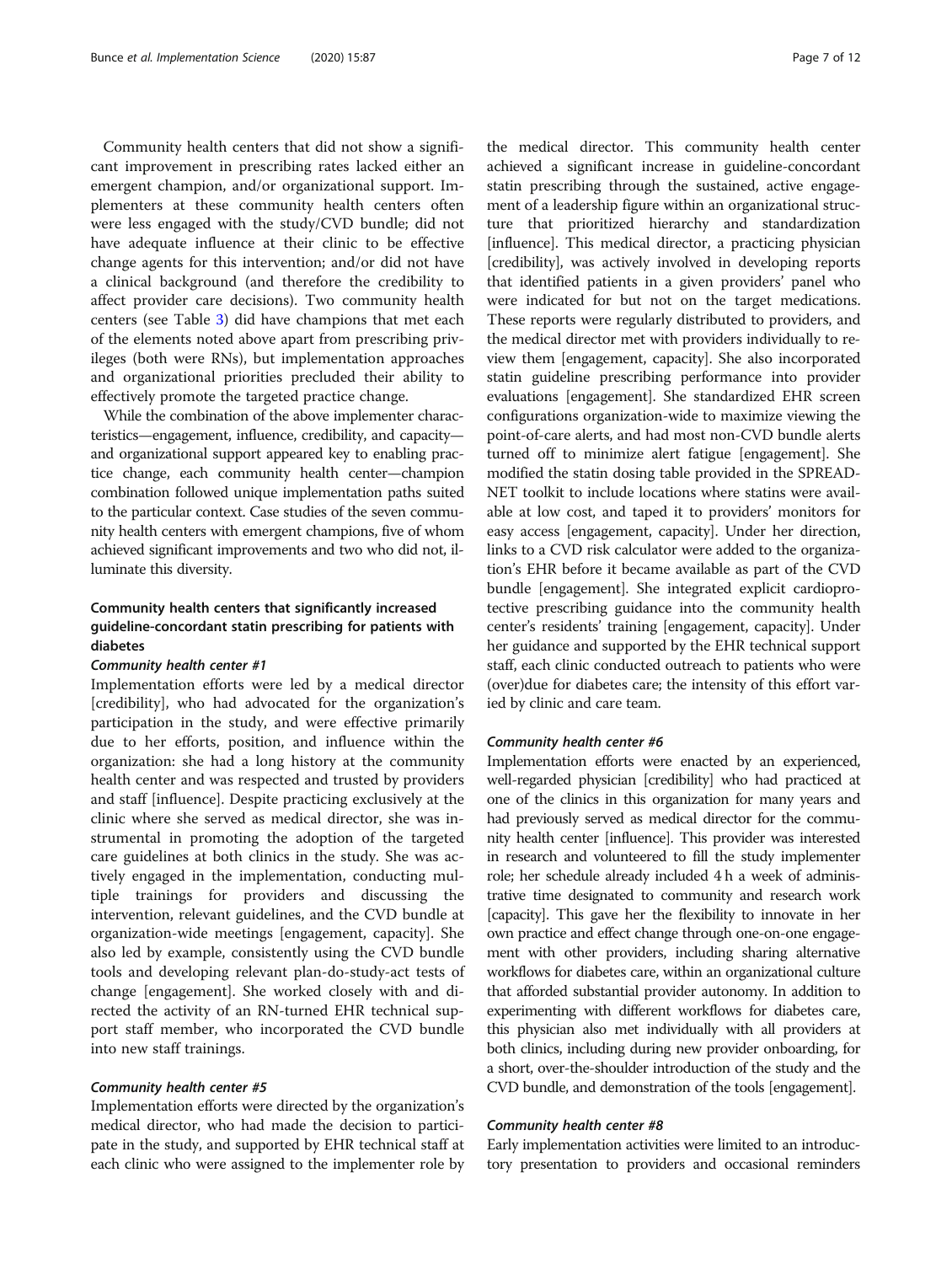Community health centers that did not show a significant improvement in prescribing rates lacked either an emergent champion, and/or organizational support. Implementers at these community health centers often were less engaged with the study/CVD bundle; did not have adequate influence at their clinic to be effective change agents for this intervention; and/or did not have a clinical background (and therefore the credibility to affect provider care decisions). Two community health centers (see Table 3) did have champions that met each of the elements noted above apart from prescribing privileges (both were RNs), but implementation approaches and organizational priorities precluded their ability to effectively promote the targeted practice change.

While the combination of the above implementer characteristics—engagement, influence, credibility, and capacity—and organizational support appeared key to enabling practice change, each community health center—champion combination followed unique implementation paths suited to the particular context. Case studies of the seven community health centers with emergent champions, five of whom achieved significant improvements and two who did not, illuminate this diversity.

## Community health centers that significantly increased guideline-concordant statin prescribing for patients with diabetes

### Community health center #1

Implementation efforts were led by a medical director [credibility], who had advocated for the organization's participation in the study, and were effective primarily due to her efforts, position, and influence within the organization: she had a long history at the community health center and was respected and trusted by providers and staff [influence]. Despite practicing exclusively at the clinic where she served as medical director, she was instrumental in promoting the adoption of the targeted care guidelines at both clinics in the study. She was actively engaged in the implementation, conducting multiple trainings for providers and discussing the intervention, relevant guidelines, and the CVD bundle at organization-wide meetings [engagement, capacity]. She also led by example, consistently using the CVD bundle tools and developing relevant plan-do-study-act tests of change [engagement]. She worked closely with and directed the activity of an RN-turned EHR technical support staff member, who incorporated the CVD bundle into new staff trainings.

### Community health center #5

Implementation efforts were directed by the organization's medical director, who had made the decision to participate in the study, and supported by EHR technical staff at each clinic who were assigned to the implementer role by the medical director. This community health center achieved a significant increase in guideline-concordant statin prescribing through the sustained, active engagement of a leadership figure within an organizational structure that prioritized hierarchy and standardization [influence]. This medical director, a practicing physician [credibility], was actively involved in developing reports that identified patients in a given providers' panel who were indicated for but not on the target medications. These reports were regularly distributed to providers, and the medical director met with providers individually to review them [engagement, capacity]. She also incorporated statin guideline prescribing performance into provider evaluations [engagement]. She standardized EHR screen configurations organization-wide to maximize viewing the point-of-care alerts, and had most non-CVD bundle alerts turned off to minimize alert fatigue [engagement]. She modified the statin dosing table provided in the SPREAD-NET toolkit to include locations where statins were available at low cost, and taped it to providers' monitors for easy access [engagement, capacity]. Under her direction, links to a CVD risk calculator were added to the organization's EHR before it became available as part of the CVD bundle [engagement]. She integrated explicit cardioprotective prescribing guidance into the community health center's residents' training [engagement, capacity]. Under her guidance and supported by the EHR technical support staff, each clinic conducted outreach to patients who were (over)due for diabetes care; the intensity of this effort varied by clinic and care team.

### Community health center #6

Implementation efforts were enacted by an experienced, well-regarded physician [credibility] who had practiced at one of the clinics in this organization for many years and had previously served as medical director for the community health center [influence]. This provider was interested in research and volunteered to fill the study implementer role; her schedule already included 4 h a week of administrative time designated to community and research work [capacity]. This gave her the flexibility to innovate in her own practice and effect change through one-on-one engagement with other providers, including sharing alternative workflows for diabetes care, within an organizational culture that afforded substantial provider autonomy. In addition to experimenting with different workflows for diabetes care, this physician also met individually with all providers at both clinics, including during new provider onboarding, for a short, over-the-shoulder introduction of the study and the CVD bundle, and demonstration of the tools [engagement].

### Community health center #8

Early implementation activities were limited to an introductory presentation to providers and occasional reminders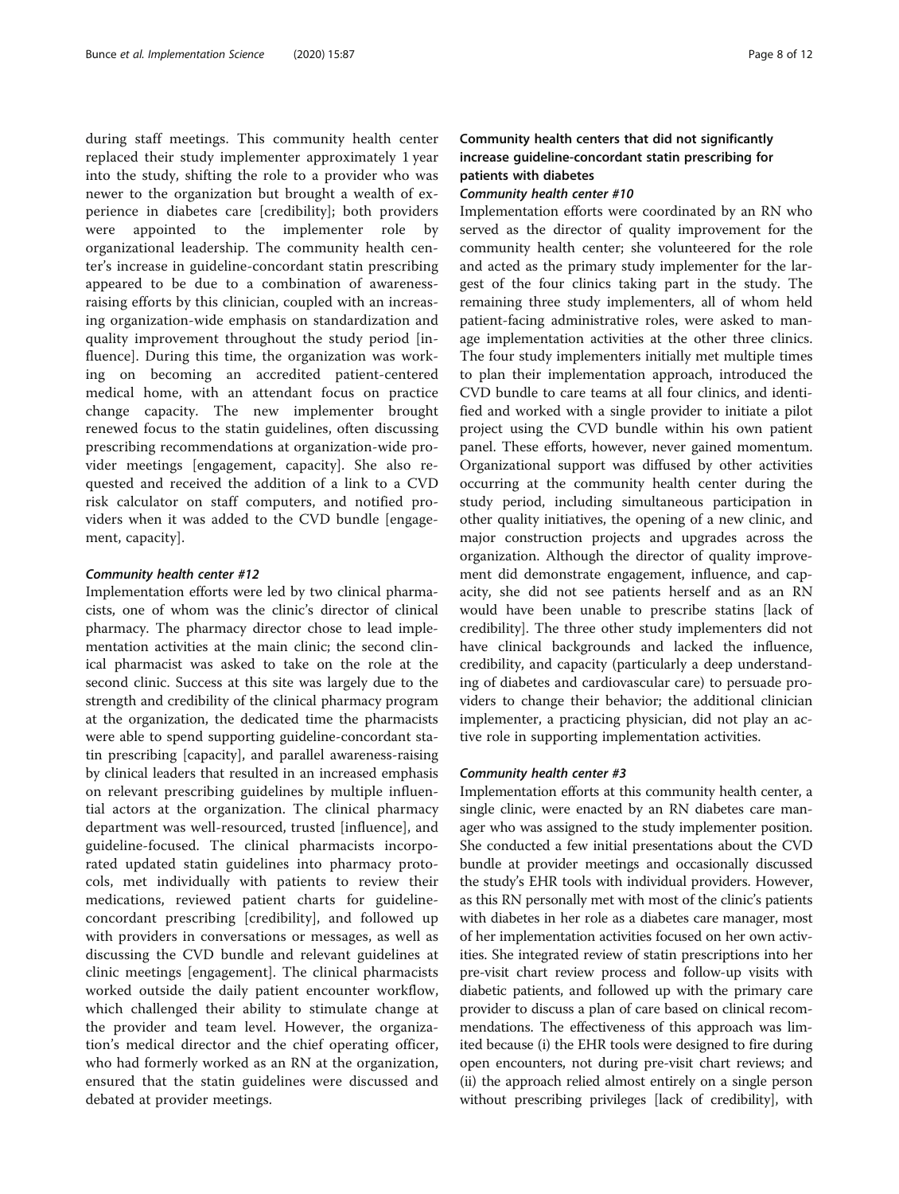during staff meetings. This community health center replaced their study implementer approximately 1 year into the study, shifting the role to a provider who was newer to the organization but brought a wealth of experience in diabetes care [credibility]; both providers were appointed to the implementer role by organizational leadership. The community health center's increase in guideline-concordant statin prescribing appeared to be due to a combination of awareness-raising efforts by this clinician, coupled with an increasing organization-wide emphasis on standardization and quality improvement throughout the study period [influence]. During this time, the organization was working on becoming an accredited patient-centered medical home, with an attendant focus on practice change capacity. The new implementer brought renewed focus to the statin guidelines, often discussing prescribing recommendations at organization-wide provider meetings [engagement, capacity]. She also requested and received the addition of a link to a CVD risk calculator on staff computers, and notified providers when it was added to the CVD bundle [engagement, capacity].

#### *Community health center #12*

Implementation efforts were led by two clinical pharmacists, one of whom was the clinic's director of clinical pharmacy. The pharmacy director chose to lead implementation activities at the main clinic; the second clinical pharmacist was asked to take on the role at the second clinic. Success at this site was largely due to the strength and credibility of the clinical pharmacy program at the organization, the dedicated time the pharmacists were able to spend supporting guideline-concordant statin prescribing [capacity], and parallel awareness-raising by clinical leaders that resulted in an increased emphasis on relevant prescribing guidelines by multiple influential actors at the organization. The clinical pharmacy department was well-resourced, trusted [influence], and guideline-focused. The clinical pharmacists incorporated updated statin guidelines into pharmacy protocols, met individually with patients to review their medications, reviewed patient charts for guideline-concordant prescribing [credibility], and followed up with providers in conversations or messages, as well as discussing the CVD bundle and relevant guidelines at clinic meetings [engagement]. The clinical pharmacists worked outside the daily patient encounter workflow, which challenged their ability to stimulate change at the provider and team level. However, the organization's medical director and the chief operating officer, who had formerly worked as an RN at the organization, ensured that the statin guidelines were discussed and debated at provider meetings.

### Community health centers that did not significantly increase guideline-concordant statin prescribing for patients with diabetes

#### *Community health center #10*

Implementation efforts were coordinated by an RN who served as the director of quality improvement for the community health center; she volunteered for the role and acted as the primary study implementer for the largest of the four clinics taking part in the study. The remaining three study implementers, all of whom held patient-facing administrative roles, were asked to manage implementation activities at the other three clinics. The four study implementers initially met multiple times to plan their implementation approach, introduced the CVD bundle to care teams at all four clinics, and identified and worked with a single provider to initiate a pilot project using the CVD bundle within his own patient panel. These efforts, however, never gained momentum. Organizational support was diffused by other activities occurring at the community health center during the study period, including simultaneous participation in other quality initiatives, the opening of a new clinic, and major construction projects and upgrades across the organization. Although the director of quality improvement did demonstrate engagement, influence, and capacity, she did not see patients herself and as an RN would have been unable to prescribe statins [lack of credibility]. The three other study implementers did not have clinical backgrounds and lacked the influence, credibility, and capacity (particularly a deep understanding of diabetes and cardiovascular care) to persuade providers to change their behavior; the additional clinician implementer, a practicing physician, did not play an active role in supporting implementation activities.

#### *Community health center #3*

Implementation efforts at this community health center, a single clinic, were enacted by an RN diabetes care manager who was assigned to the study implementer position. She conducted a few initial presentations about the CVD bundle at provider meetings and occasionally discussed the study's EHR tools with individual providers. However, as this RN personally met with most of the clinic's patients with diabetes in her role as a diabetes care manager, most of her implementation activities focused on her own activities. She integrated review of statin prescriptions into her pre-visit chart review process and follow-up visits with diabetic patients, and followed up with the primary care provider to discuss a plan of care based on clinical recommendations. The effectiveness of this approach was limited because (i) the EHR tools were designed to fire during open encounters, not during pre-visit chart reviews; and (ii) the approach relied almost entirely on a single person without prescribing privileges [lack of credibility], with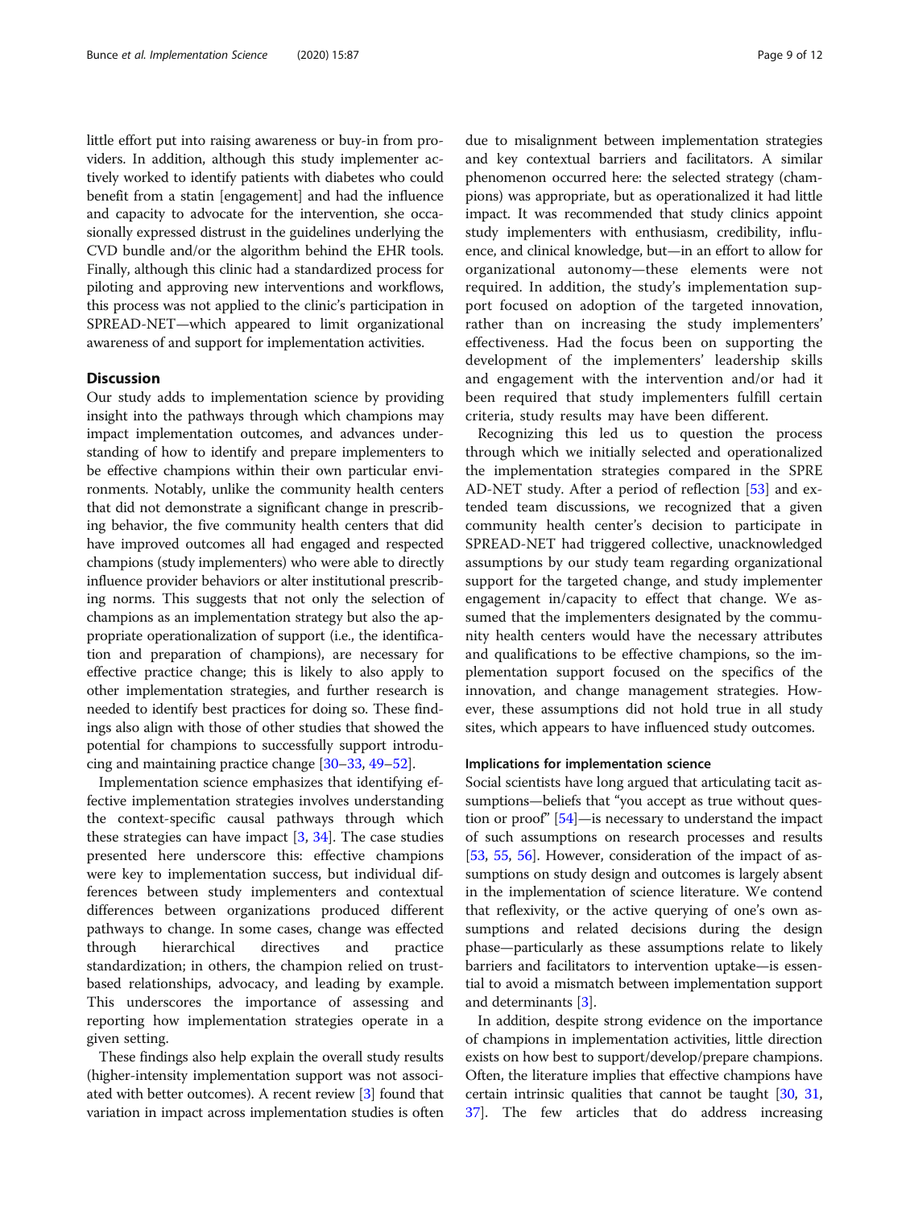little effort put into raising awareness or buy-in from providers. In addition, although this study implementer actively worked to identify patients with diabetes who could benefit from a statin [engagement] and had the influence and capacity to advocate for the intervention, she occasionally expressed distrust in the guidelines underlying the CVD bundle and/or the algorithm behind the EHR tools. Finally, although this clinic had a standardized process for piloting and approving new interventions and workflows, this process was not applied to the clinic's participation in SPREAD-NET—which appeared to limit organizational awareness of and support for implementation activities.

## Discussion

Our study adds to implementation science by providing insight into the pathways through which champions may impact implementation outcomes, and advances understanding of how to identify and prepare implementers to be effective champions within their own particular environments. Notably, unlike the community health centers that did not demonstrate a significant change in prescribing behavior, the five community health centers that did have improved outcomes all had engaged and respected champions (study implementers) who were able to directly influence provider behaviors or alter institutional prescribing norms. This suggests that not only the selection of champions as an implementation strategy but also the appropriate operationalization of support (i.e., the identification and preparation of champions), are necessary for effective practice change; this is likely to also apply to other implementation strategies, and further research is needed to identify best practices for doing so. These findings also align with those of other studies that showed the potential for champions to successfully support introducing and maintaining practice change [30–33, 49–52].

Implementation science emphasizes that identifying effective implementation strategies involves understanding the context-specific causal pathways through which these strategies can have impact [3, 34]. The case studies presented here underscore this: effective champions were key to implementation success, but individual differences between study implementers and contextual differences between organizations produced different pathways to change. In some cases, change was effected through hierarchical directives and practice standardization; in others, the champion relied on trust-based relationships, advocacy, and leading by example. This underscores the importance of assessing and reporting how implementation strategies operate in a given setting.

These findings also help explain the overall study results (higher-intensity implementation support was not associated with better outcomes). A recent review [3] found that variation in impact across implementation studies is often due to misalignment between implementation strategies and key contextual barriers and facilitators. A similar phenomenon occurred here: the selected strategy (champions) was appropriate, but as operationalized it had little impact. It was recommended that study clinics appoint study implementers with enthusiasm, credibility, influence, and clinical knowledge, but—in an effort to allow for organizational autonomy—these elements were not required. In addition, the study's implementation support focused on adoption of the targeted innovation, rather than on increasing the study implementers' effectiveness. Had the focus been on supporting the development of the implementers' leadership skills and engagement with the intervention and/or had it been required that study implementers fulfill certain criteria, study results may have been different.

Recognizing this led us to question the process through which we initially selected and operationalized the implementation strategies compared in the SPREAD-NET study. After a period of reflection [53] and extended team discussions, we recognized that a given community health center's decision to participate in SPREAD-NET had triggered collective, unacknowledged assumptions by our study team regarding organizational support for the targeted change, and study implementer engagement in/capacity to effect that change. We assumed that the implementers designated by the community health centers would have the necessary attributes and qualifications to be effective champions, so the implementation support focused on the specifics of the innovation, and change management strategies. However, these assumptions did not hold true in all study sites, which appears to have influenced study outcomes.

### Implications for implementation science

Social scientists have long argued that articulating tacit assumptions—beliefs that "you accept as true without question or proof" [54]—is necessary to understand the impact of such assumptions on research processes and results [53, 55, 56]. However, consideration of the impact of assumptions on study design and outcomes is largely absent in the implementation of science literature. We contend that reflexivity, or the active querying of one's own assumptions and related decisions during the design phase—particularly as these assumptions relate to likely barriers and facilitators to intervention uptake—is essential to avoid a mismatch between implementation support and determinants [3].

In addition, despite strong evidence on the importance of champions in implementation activities, little direction exists on how best to support/develop/prepare champions. Often, the literature implies that effective champions have certain intrinsic qualities that cannot be taught [30, 31, 37]. The few articles that do address increasing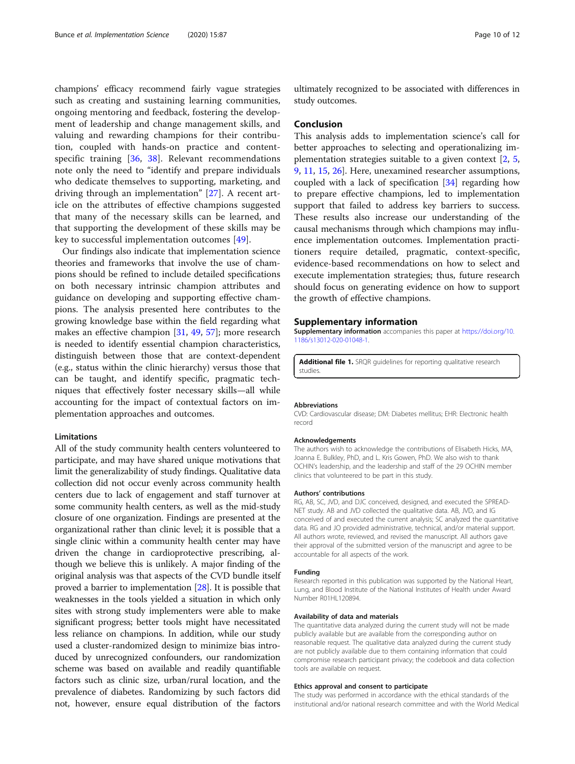champions' efficacy recommend fairly vague strategies such as creating and sustaining learning communities, ongoing mentoring and feedback, fostering the development of leadership and change management skills, and valuing and rewarding champions for their contribution, coupled with hands-on practice and content-specific training [36, 38]. Relevant recommendations note only the need to "identify and prepare individuals who dedicate themselves to supporting, marketing, and driving through an implementation" [27]. A recent article on the attributes of effective champions suggested that many of the necessary skills can be learned, and that supporting the development of these skills may be key to successful implementation outcomes [49].

Our findings also indicate that implementation science theories and frameworks that involve the use of champions should be refined to include detailed specifications on both necessary intrinsic champion attributes and guidance on developing and supporting effective champions. The analysis presented here contributes to the growing knowledge base within the field regarding what makes an effective champion [31, 49, 57]; more research is needed to identify essential champion characteristics, distinguish between those that are context-dependent (e.g., status within the clinic hierarchy) versus those that can be taught, and identify specific, pragmatic techniques that effectively foster necessary skills—all while accounting for the impact of contextual factors on implementation approaches and outcomes.

### Limitations

All of the study community health centers volunteered to participate, and may have shared unique motivations that limit the generalizability of study findings. Qualitative data collection did not occur evenly across community health centers due to lack of engagement and staff turnover at some community health centers, as well as the mid-study closure of one organization. Findings are presented at the organizational rather than clinic level; it is possible that a single clinic within a community health center may have driven the change in cardioprotective prescribing, although we believe this is unlikely. A major finding of the original analysis was that aspects of the CVD bundle itself proved a barrier to implementation [28]. It is possible that weaknesses in the tools yielded a situation in which only sites with strong study implementers were able to make significant progress; better tools might have necessitated less reliance on champions. In addition, while our study used a cluster-randomized design to minimize bias introduced by unrecognized confounders, our randomization scheme was based on available and readily quantifiable factors such as clinic size, urban/rural location, and the prevalence of diabetes. Randomizing by such factors did not, however, ensure equal distribution of the factors ultimately recognized to be associated with differences in study outcomes.

## Conclusion

This analysis adds to implementation science's call for better approaches to selecting and operationalizing implementation strategies suitable to a given context [2, 5, 9, 11, 15, 26]. Here, unexamined researcher assumptions, coupled with a lack of specification [34] regarding how to prepare effective champions, led to implementation support that failed to address key barriers to success. These results also increase our understanding of the causal mechanisms through which champions may influence implementation outcomes. Implementation practitioners require detailed, pragmatic, context-specific, evidence-based recommendations on how to select and execute implementation strategies; thus, future research should focus on generating evidence on how to support the growth of effective champions.

## Supplementary information

**Supplementary information** accompanies this paper at https://doi.org/10.1186/s13012-020-01048-1.

**Additional file 1.** SRQR guidelines for reporting qualitative research studies.

#### Abbreviations

CVD: Cardiovascular disease; DM: Diabetes mellitus; EHR: Electronic health record

#### Acknowledgements

The authors wish to acknowledge the contributions of Elisabeth Hicks, MA, Joanna E. Bulkley, PhD, and L. Kris Gowen, PhD. We also wish to thank OCHIN's leadership, and the leadership and staff of the 29 OCHIN member clinics that volunteered to be part in this study.

#### Authors' contributions

RG, AB, SC, JVD, and DJC conceived, designed, and executed the SPREAD-NET study. AB and JVD collected the qualitative data. AB, JVD, and IG conceived of and executed the current analysis; SC analyzed the quantitative data. RG and JO provided administrative, technical, and/or material support. All authors wrote, reviewed, and revised the manuscript. All authors gave their approval of the submitted version of the manuscript and agree to be accountable for all aspects of the work.

#### Funding

Research reported in this publication was supported by the National Heart, Lung, and Blood Institute of the National Institutes of Health under Award Number R01HL120894.

#### Availability of data and materials

The quantitative data analyzed during the current study will not be made publicly available but are available from the corresponding author on reasonable request. The qualitative data analyzed during the current study are not publicly available due to them containing information that could compromise research participant privacy; the codebook and data collection tools are available on request.

#### Ethics approval and consent to participate

The study was performed in accordance with the ethical standards of the institutional and/or national research committee and with the World Medical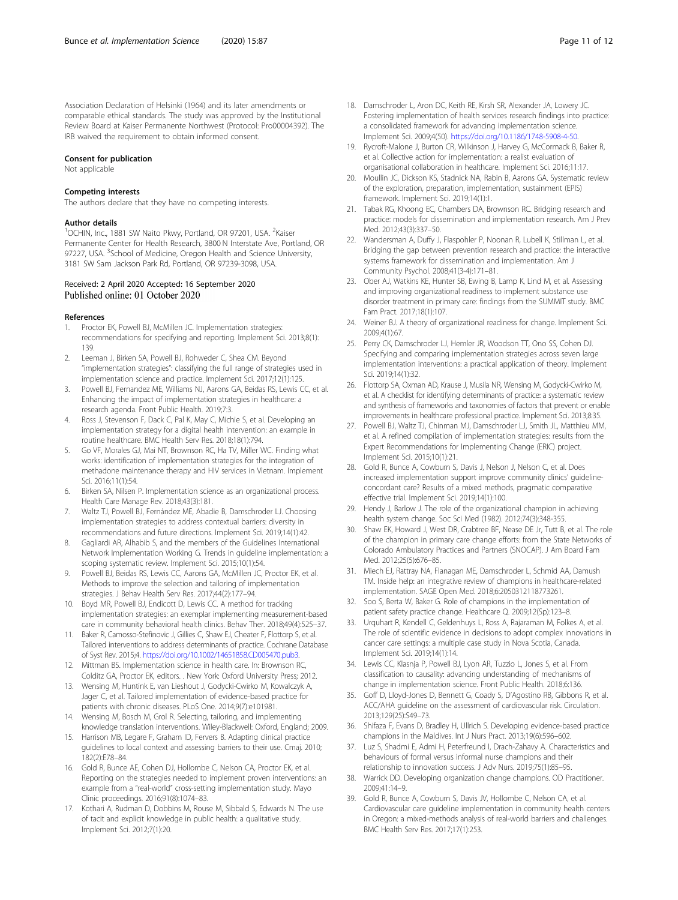Association Declaration of Helsinki (1964) and its later amendments or comparable ethical standards. The study was approved by the Institutional Review Board at Kaiser Permanente Northwest (Protocol: Pro00004392). The IRB waived the requirement to obtain informed consent.

### Consent for publication

Not applicable

### Competing interests

The authors declare that they have no competing interests.

### Author details

[1]OCHIN, Inc., 1881 SW Naito Pkwy, Portland, OR 97201, USA. [2]Kaiser Permanente Center for Health Research, 3800 N Interstate Ave, Portland, OR 97227, USA. [3]School of Medicine, Oregon Health and Science University, 3181 SW Sam Jackson Park Rd, Portland, OR 97239-3098, USA.

Received: 2 April 2020 Accepted: 16 September 2020
Published online: 01 October 2020

### References

1. Proctor EK, Powell BJ, McMillen JC. Implementation strategies: recommendations for specifying and reporting. Implement Sci. 2013;8(1):139.
2. Leeman J, Birken SA, Powell BJ, Rohweder C, Shea CM. Beyond "implementation strategies": classifying the full range of strategies used in implementation science and practice. Implement Sci. 2017;12(1):125.
3. Powell BJ, Fernandez ME, Williams NJ, Aarons GA, Beidas RS, Lewis CC, et al. Enhancing the impact of implementation strategies in healthcare: a research agenda. Front Public Health. 2019;7:3.
4. Ross J, Stevenson F, Dack C, Pal K, May C, Michie S, et al. Developing an implementation strategy for a digital health intervention: an example in routine healthcare. BMC Health Serv Res. 2018;18(1):794.
5. Go VF, Morales GJ, Mai NT, Brownson RC, Ha TV, Miller WC. Finding what works: identification of implementation strategies for the integration of methadone maintenance therapy and HIV services in Vietnam. Implement Sci. 2016;11(1):54.
6. Birken SA, Nilsen P. Implementation science as an organizational process. Health Care Manage Rev. 2018;43(3):181.
7. Waltz TJ, Powell BJ, Fernández ME, Abadie B, Damschroder LJ. Choosing implementation strategies to address contextual barriers: diversity in recommendations and future directions. Implement Sci. 2019;14(1):42.
8. Gagliardi AR, Alhabib S, and the members of the Guidelines International Network Implementation Working G. Trends in guideline implementation: a scoping systematic review. Implement Sci. 2015;10(1):54.
9. Powell BJ, Beidas RS, Lewis CC, Aarons GA, McMillen JC, Proctor EK, et al. Methods to improve the selection and tailoring of implementation strategies. J Behav Health Serv Res. 2017;44(2):177–94.
10. Boyd MR, Powell BJ, Endicott D, Lewis CC. A method for tracking implementation strategies: an exemplar implementing measurement-based care in community behavioral health clinics. Behav Ther. 2018;49(4):525–37.
11. Baker R, Camosso-Stefinovic J, Gillies C, Shaw EJ, Cheater F, Flottorp S, et al. Tailored interventions to address determinants of practice. Cochrane Database of Syst Rev. 2015;4. https://doi.org/10.1002/14651858.CD005470.pub3.
12. Mittman BS. Implementation science in health care. In: Brownson RC, Colditz GA, Proctor EK, editors. . New York: Oxford University Press; 2012.
13. Wensing M, Huntink E, van Lieshout J, Godycki-Cwirko M, Kowalczyk A, Jager C, et al. Tailored implementation of evidence-based practice for patients with chronic diseases. PLoS One. 2014;9(7):e101981.
14. Wensing M, Bosch M, Grol R. Selecting, tailoring, and implementing knowledge translation interventions. Wiley-Blackwell: Oxford, England; 2009.
15. Harrison MB, Legare F, Graham ID, Fervers B. Adapting clinical practice guidelines to local context and assessing barriers to their use. Cmaj. 2010;182(2):E78–84.
16. Gold R, Bunce AE, Cohen DJ, Hollombe C, Nelson CA, Proctor EK, et al. Reporting on the strategies needed to implement proven interventions: an example from a "real-world" cross-setting implementation study. Mayo Clinic proceedings. 2016;91(8):1074–83.
17. Kothari A, Rudman D, Dobbins M, Rouse M, Sibbald S, Edwards N. The use of tacit and explicit knowledge in public health: a qualitative study. Implement Sci. 2012;7(1):20.
18. Damschroder L, Aron DC, Keith RE, Kirsh SR, Alexander JA, Lowery JC. Fostering implementation of health services research findings into practice: a consolidated framework for advancing implementation science. Implement Sci. 2009;4(50). https://doi.org/10.1186/1748-5908-4-50.
19. Rycroft-Malone J, Burton CR, Wilkinson J, Harvey G, McCormack B, Baker R, et al. Collective action for implementation: a realist evaluation of organisational collaboration in healthcare. Implement Sci. 2016;11:17.
20. Moullin JC, Dickson KS, Stadnick NA, Rabin B, Aarons GA. Systematic review of the exploration, preparation, implementation, sustainment (EPIS) framework. Implement Sci. 2019;14(1):1.
21. Tabak RG, Khoong EC, Chambers DA, Brownson RC. Bridging research and practice: models for dissemination and implementation research. Am J Prev Med. 2012;43(3):337–50.
22. Wandersman A, Duffy J, Flaspohler P, Noonan R, Lubell K, Stillman L, et al. Bridging the gap between prevention research and practice: the interactive systems framework for dissemination and implementation. Am J Community Psychol. 2008;41(3-4):171–81.
23. Ober AJ, Watkins KE, Hunter SB, Ewing B, Lamp K, Lind M, et al. Assessing and improving organizational readiness to implement substance use disorder treatment in primary care: findings from the SUMMIT study. BMC Fam Pract. 2017;18(1):107.
24. Weiner BJ. A theory of organizational readiness for change. Implement Sci. 2009;4(1):67.
25. Perry CK, Damschroder LJ, Hemler JR, Woodson TT, Ono SS, Cohen DJ. Specifying and comparing implementation strategies across seven large implementation interventions: a practical application of theory. Implement Sci. 2019;14(1):32.
26. Flottorp SA, Oxman AD, Krause J, Musila NR, Wensing M, Godycki-Cwirko M, et al. A checklist for identifying determinants of practice: a systematic review and synthesis of frameworks and taxonomies of factors that prevent or enable improvements in healthcare professional practice. Implement Sci. 2013;8:35.
27. Powell BJ, Waltz TJ, Chinman MJ, Damschroder LJ, Smith JL, Matthieu MM, et al. A refined compilation of implementation strategies: results from the Expert Recommendations for Implementing Change (ERIC) project. Implement Sci. 2015;10(1):21.
28. Gold R, Bunce A, Cowburn S, Davis J, Nelson J, Nelson C, et al. Does increased implementation support improve community clinics' guideline-concordant care? Results of a mixed methods, pragmatic comparative effective trial. Implement Sci. 2019;14(1):100.
29. Hendy J, Barlow J. The role of the organizational champion in achieving health system change. Soc Sci Med (1982). 2012;74(3):348-355.
30. Shaw EK, Howard J, West DR, Crabtree BF, Nease DE Jr, Tutt B, et al. The role of the champion in primary care change efforts: from the State Networks of Colorado Ambulatory Practices and Partners (SNOCAP). J Am Board Fam Med. 2012;25(5):676–85.
31. Miech EJ, Rattray NA, Flanagan ME, Damschroder L, Schmid AA, Damush TM. Inside help: an integrative review of champions in healthcare-related implementation. SAGE Open Med. 2018;6:2050312118773261.
32. Soo S, Berta W, Baker G. Role of champions in the implementation of patient safety practice change. Healthcare Q. 2009;12(Sp):123–8.
33. Urquhart R, Kendell C, Geldenhuys L, Ross A, Rajaraman M, Folkes A, et al. The role of scientific evidence in decisions to adopt complex innovations in cancer care settings: a multiple case study in Nova Scotia, Canada. Implement Sci. 2019;14(1):14.
34. Lewis CC, Klasnja P, Powell BJ, Lyon AR, Tuzzio L, Jones S, et al. From classification to causality: advancing understanding of mechanisms of change in implementation science. Front Public Health. 2018;6:136.
35. Goff D, Lloyd-Jones D, Bennett G, Coady S, D'Agostino RB, Gibbons R, et al. ACC/AHA guideline on the assessment of cardiovascular risk. Circulation. 2013;129(25):S49–73.
36. Shifaza F, Evans D, Bradley H, Ullrich S. Developing evidence-based practice champions in the Maldives. Int J Nurs Pract. 2013;19(6):596–602.
37. Luz S, Shadmi E, Admi H, Peterfreund I, Drach-Zahavy A. Characteristics and behaviours of formal versus informal nurse champions and their relationship to innovation success. J Adv Nurs. 2019;75(1):85–95.
38. Warrick DD. Developing organization change champions. OD Practitioner. 2009;41:14–9.
39. Gold R, Bunce A, Cowburn S, Davis JV, Hollombe C, Nelson CA, et al. Cardiovascular care guideline implementation in community health centers in Oregon: a mixed-methods analysis of real-world barriers and challenges. BMC Health Serv Res. 2017;17(1):253.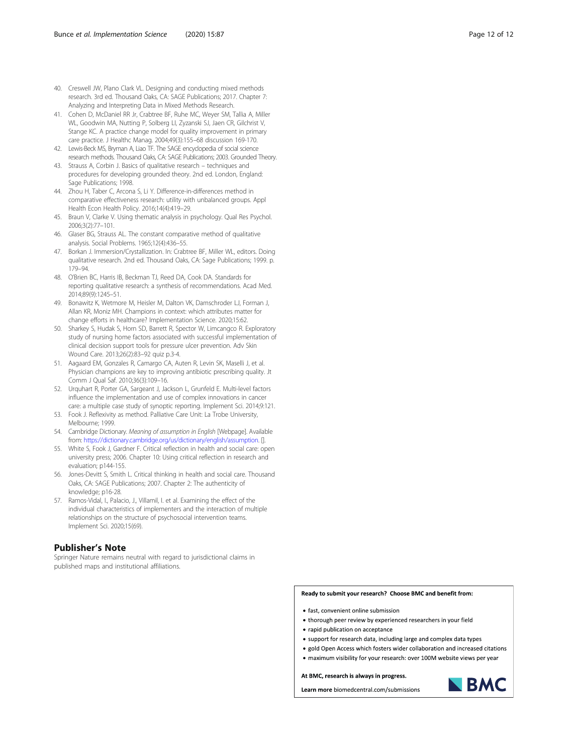40. Creswell JW, Plano Clark VL. Designing and conducting mixed methods research. 3rd ed. Thousand Oaks, CA: SAGE Publications; 2017. Chapter 7: Analyzing and Interpreting Data in Mixed Methods Research.
41. Cohen D, McDaniel RR Jr, Crabtree BF, Ruhe MC, Weyer SM, Tallia A, Miller WL, Goodwin MA, Nutting P, Solberg LI, Zyzanski SJ, Jaen CR, Gilchrist V, Stange KC. A practice change model for quality improvement in primary care practice. J Healthc Manag. 2004;49(3):155–68 discussion 169-170.
42. Lewis-Beck MS, Bryman A, Liao TF. The SAGE encyclopedia of social science research methods. Thousand Oaks, CA: SAGE Publications; 2003. Grounded Theory.
43. Strauss A, Corbin J. Basics of qualitative research – techniques and procedures for developing grounded theory. 2nd ed. London, England: Sage Publications; 1998.
44. Zhou H, Taber C, Arcona S, Li Y. Difference-in-differences method in comparative effectiveness research: utility with unbalanced groups. Appl Health Econ Health Policy. 2016;14(4):419–29.
45. Braun V, Clarke V. Using thematic analysis in psychology. Qual Res Psychol. 2006;3(2):77–101.
46. Glaser BG, Strauss AL. The constant comparative method of qualitative analysis. Social Problems. 1965;12(4):436–55.
47. Borkan J. Immersion/Crystallization. In: Crabtree BF, Miller WL, editors. Doing qualitative research. 2nd ed. Thousand Oaks, CA: Sage Publications; 1999. p. 179–94.
48. O'Brien BC, Harris IB, Beckman TJ, Reed DA, Cook DA. Standards for reporting qualitative research: a synthesis of recommendations. Acad Med. 2014;89(9):1245–51.
49. Bonawitz K, Wetmore M, Heisler M, Dalton VK, Damschroder LJ, Forman J, Allan KR, Moniz MH. Champions in context: which attributes matter for change efforts in healthcare? Implementation Science. 2020;15:62.
50. Sharkey S, Hudak S, Horn SD, Barrett R, Spector W, Limcangco R. Exploratory study of nursing home factors associated with successful implementation of clinical decision support tools for pressure ulcer prevention. Adv Skin Wound Care. 2013;26(2):83–92 quiz p.3-4.
51. Aagaard EM, Gonzales R, Camargo CA, Auten R, Levin SK, Maselli J, et al. Physician champions are key to improving antibiotic prescribing quality. Jt Comm J Qual Saf. 2010;36(3):109–16.
52. Urquhart R, Porter GA, Sargeant J, Jackson L, Grunfeld E. Multi-level factors influence the implementation and use of complex innovations in cancer care: a multiple case study of synoptic reporting. Implement Sci. 2014;9:121.
53. Fook J. Reflexivity as method. Palliative Care Unit: La Trobe University, Melbourne; 1999.
54. Cambridge Dictionary. *Meaning of assumption in English* [Webpage]. Available from: https://dictionary.cambridge.org/us/dictionary/english/assumption. [].
55. White S, Fook J, Gardner F. Critical reflection in health and social care: open university press; 2006. Chapter 10: Using critical reflection in research and evaluation; p144-155.
56. Jones-Devitt S, Smith L. Critical thinking in health and social care. Thousand Oaks, CA: SAGE Publications; 2007. Chapter 2: The authenticity of knowledge; p16-28.
57. Ramos-Vidal, I., Palacio, J., Villamil, I. et al. Examining the effect of the individual characteristics of implementers and the interaction of multiple relationships on the structure of psychosocial intervention teams. Implement Sci. 2020;15(69).

## Publisher's Note

Springer Nature remains neutral with regard to jurisdictional claims in published maps and institutional affiliations.

**Ready to submit your research? Choose BMC and benefit from:**

- fast, convenient online submission
- thorough peer review by experienced researchers in your field
- rapid publication on acceptance
- support for research data, including large and complex data types
- gold Open Access which fosters wider collaboration and increased citations
- maximum visibility for your research: over 100M website views per year

**At BMC, research is always in progress.**

**Learn more** biomedcentral.com/submissions

BMC